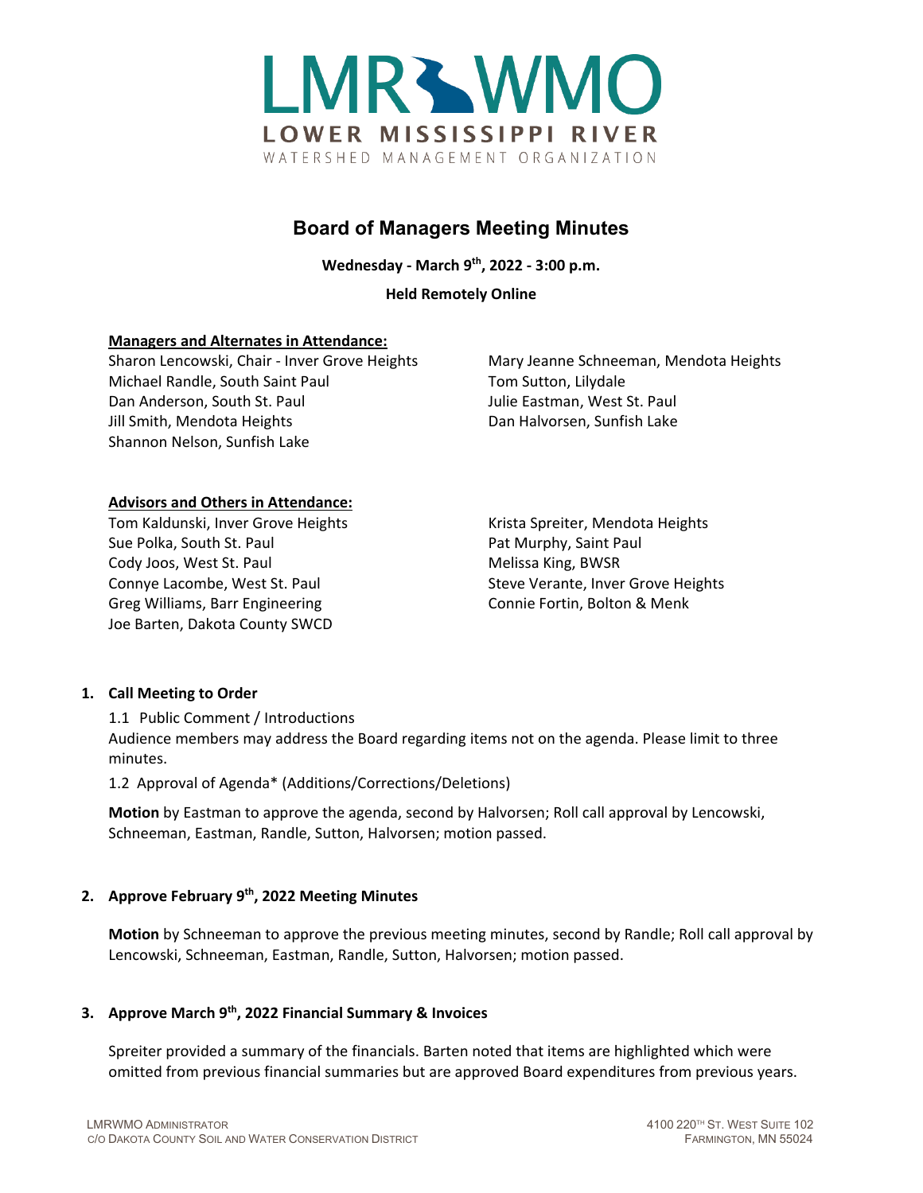# LMR WMO

**LOWER MISSISSIPPI RIVER**

WATERSHED MANAGEMENT ORGANIZATION

## Board of Managers Meeting Minutes

**Wednesday - March 9th, 2022 - 3:00 p.m.**

**Held Remotely Online**

**Managers and Alternates in Attendance:**

Sharon Lencowski, Chair - Inver Grove Heights
Michael Randle, South Saint Paul
Dan Anderson, South St. Paul
Jill Smith, Mendota Heights
Shannon Nelson, Sunfish Lake
Mary Jeanne Schneeman, Mendota Heights
Tom Sutton, Lilydale
Julie Eastman, West St. Paul
Dan Halvorsen, Sunfish Lake

**Advisors and Others in Attendance:**

Tom Kaldunski, Inver Grove Heights
Sue Polka, South St. Paul
Cody Joos, West St. Paul
Connye Lacombe, West St. Paul
Greg Williams, Barr Engineering
Joe Barten, Dakota County SWCD
Krista Spreiter, Mendota Heights
Pat Murphy, Saint Paul
Melissa King, BWSR
Steve Verante, Inver Grove Heights
Connie Fortin, Bolton & Menk

### 1. Call Meeting to Order

1.1 Public Comment / Introductions
Audience members may address the Board regarding items not on the agenda. Please limit to three minutes.

1.2 Approval of Agenda* (Additions/Corrections/Deletions)

**Motion** by Eastman to approve the agenda, second by Halvorsen; Roll call approval by Lencowski, Schneeman, Eastman, Randle, Sutton, Halvorsen; motion passed.

### 2. Approve February 9th, 2022 Meeting Minutes

**Motion** by Schneeman to approve the previous meeting minutes, second by Randle; Roll call approval by Lencowski, Schneeman, Eastman, Randle, Sutton, Halvorsen; motion passed.

### 3. Approve March 9th, 2022 Financial Summary & Invoices

Spreiter provided a summary of the financials. Barten noted that items are highlighted which were omitted from previous financial summaries but are approved Board expenditures from previous years.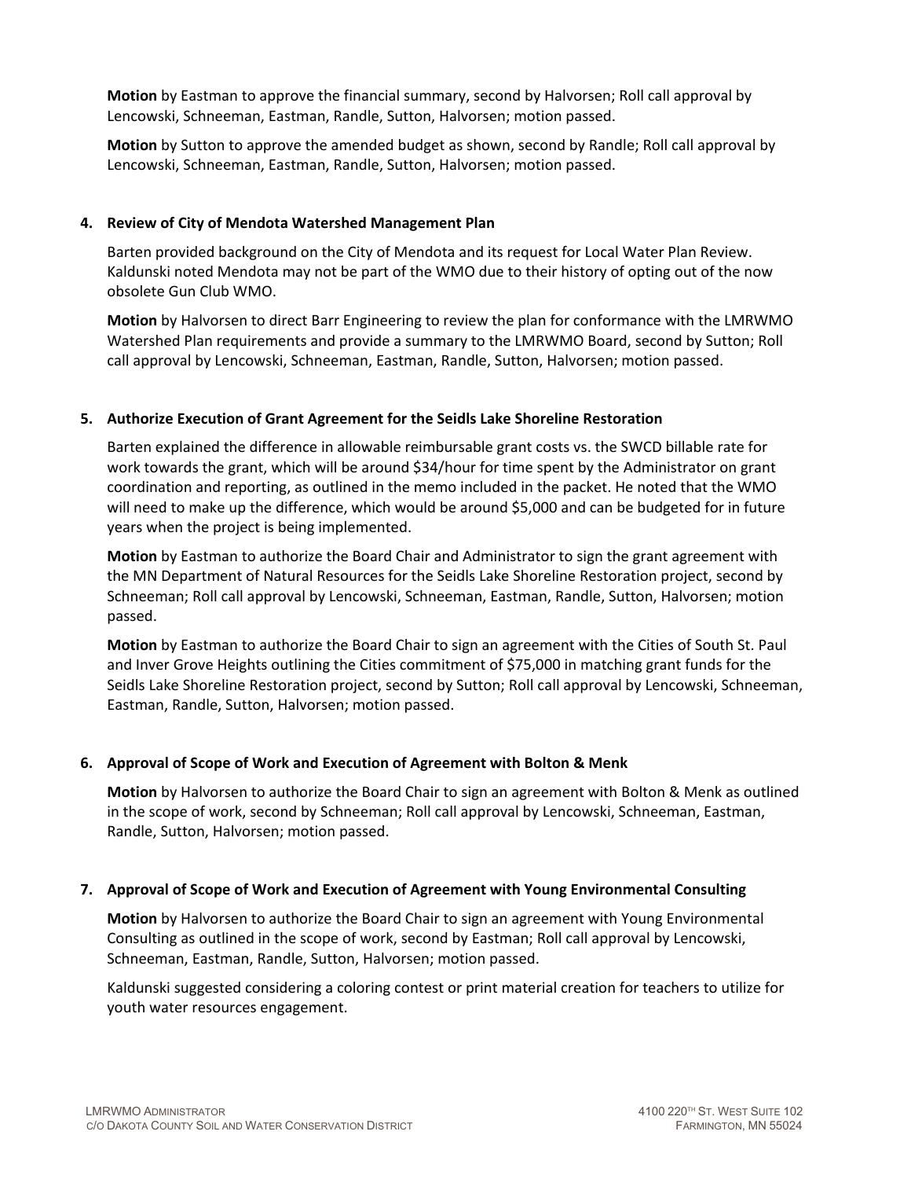**Motion** by Eastman to approve the financial summary, second by Halvorsen; Roll call approval by Lencowski, Schneeman, Eastman, Randle, Sutton, Halvorsen; motion passed.

**Motion** by Sutton to approve the amended budget as shown, second by Randle; Roll call approval by Lencowski, Schneeman, Eastman, Randle, Sutton, Halvorsen; motion passed.

**4. Review of City of Mendota Watershed Management Plan**

Barten provided background on the City of Mendota and its request for Local Water Plan Review. Kaldunski noted Mendota may not be part of the WMO due to their history of opting out of the now obsolete Gun Club WMO.

**Motion** by Halvorsen to direct Barr Engineering to review the plan for conformance with the LMRWMO Watershed Plan requirements and provide a summary to the LMRWMO Board, second by Sutton; Roll call approval by Lencowski, Schneeman, Eastman, Randle, Sutton, Halvorsen; motion passed.

**5. Authorize Execution of Grant Agreement for the Seidls Lake Shoreline Restoration**

Barten explained the difference in allowable reimbursable grant costs vs. the SWCD billable rate for work towards the grant, which will be around $34/hour for time spent by the Administrator on grant coordination and reporting, as outlined in the memo included in the packet. He noted that the WMO will need to make up the difference, which would be around $5,000 and can be budgeted for in future years when the project is being implemented.

**Motion** by Eastman to authorize the Board Chair and Administrator to sign the grant agreement with the MN Department of Natural Resources for the Seidls Lake Shoreline Restoration project, second by Schneeman; Roll call approval by Lencowski, Schneeman, Eastman, Randle, Sutton, Halvorsen; motion passed.

**Motion** by Eastman to authorize the Board Chair to sign an agreement with the Cities of South St. Paul and Inver Grove Heights outlining the Cities commitment of $75,000 in matching grant funds for the Seidls Lake Shoreline Restoration project, second by Sutton; Roll call approval by Lencowski, Schneeman, Eastman, Randle, Sutton, Halvorsen; motion passed.

**6. Approval of Scope of Work and Execution of Agreement with Bolton & Menk**

**Motion** by Halvorsen to authorize the Board Chair to sign an agreement with Bolton & Menk as outlined in the scope of work, second by Schneeman; Roll call approval by Lencowski, Schneeman, Eastman, Randle, Sutton, Halvorsen; motion passed.

**7. Approval of Scope of Work and Execution of Agreement with Young Environmental Consulting**

**Motion** by Halvorsen to authorize the Board Chair to sign an agreement with Young Environmental Consulting as outlined in the scope of work, second by Eastman; Roll call approval by Lencowski, Schneeman, Eastman, Randle, Sutton, Halvorsen; motion passed.

Kaldunski suggested considering a coloring contest or print material creation for teachers to utilize for youth water resources engagement.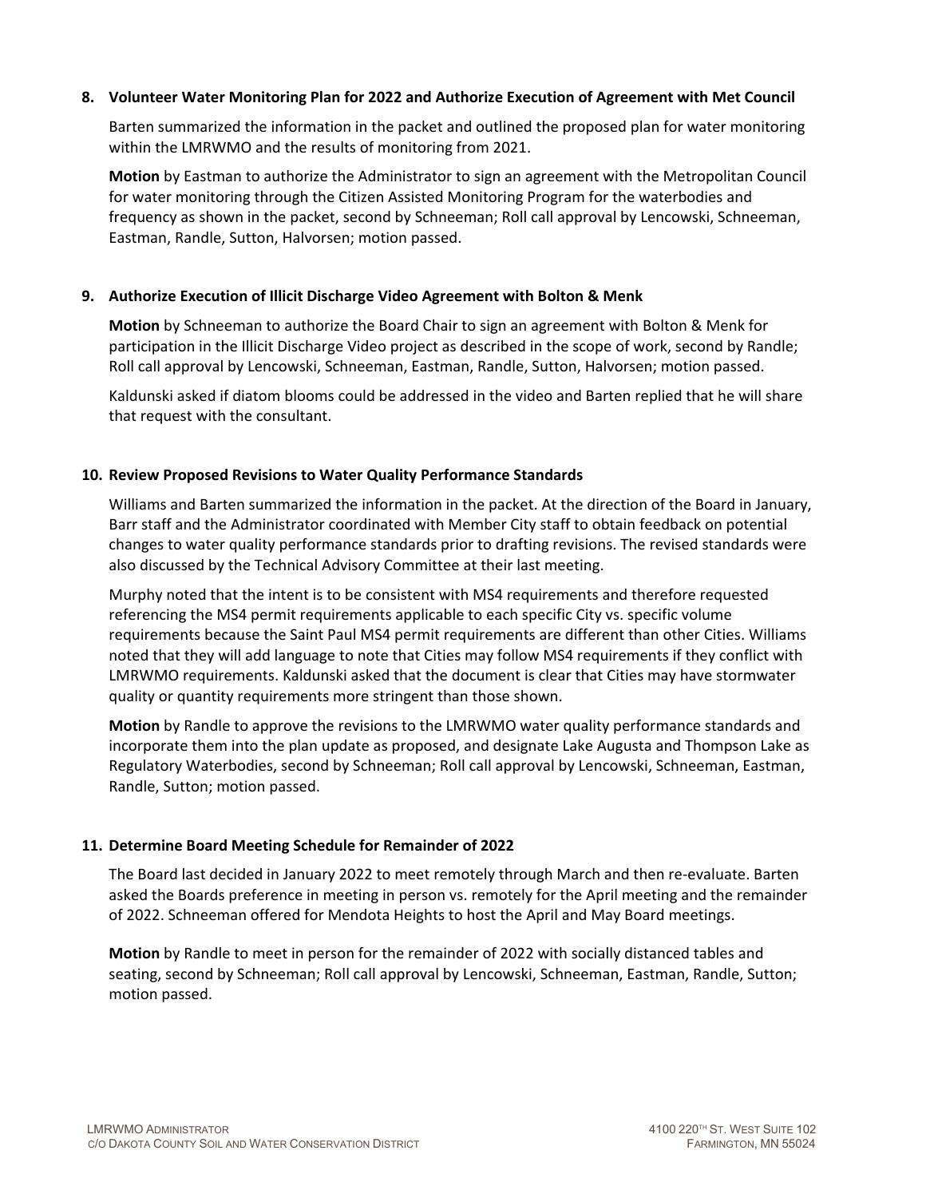**8. Volunteer Water Monitoring Plan for 2022 and Authorize Execution of Agreement with Met Council**

Barten summarized the information in the packet and outlined the proposed plan for water monitoring within the LMRWMO and the results of monitoring from 2021.

**Motion** by Eastman to authorize the Administrator to sign an agreement with the Metropolitan Council for water monitoring through the Citizen Assisted Monitoring Program for the waterbodies and frequency as shown in the packet, second by Schneeman; Roll call approval by Lencowski, Schneeman, Eastman, Randle, Sutton, Halvorsen; motion passed.

**9. Authorize Execution of Illicit Discharge Video Agreement with Bolton & Menk**

**Motion** by Schneeman to authorize the Board Chair to sign an agreement with Bolton & Menk for participation in the Illicit Discharge Video project as described in the scope of work, second by Randle; Roll call approval by Lencowski, Schneeman, Eastman, Randle, Sutton, Halvorsen; motion passed.

Kaldunski asked if diatom blooms could be addressed in the video and Barten replied that he will share that request with the consultant.

**10. Review Proposed Revisions to Water Quality Performance Standards**

Williams and Barten summarized the information in the packet. At the direction of the Board in January, Barr staff and the Administrator coordinated with Member City staff to obtain feedback on potential changes to water quality performance standards prior to drafting revisions. The revised standards were also discussed by the Technical Advisory Committee at their last meeting.

Murphy noted that the intent is to be consistent with MS4 requirements and therefore requested referencing the MS4 permit requirements applicable to each specific City vs. specific volume requirements because the Saint Paul MS4 permit requirements are different than other Cities. Williams noted that they will add language to note that Cities may follow MS4 requirements if they conflict with LMRWMO requirements. Kaldunski asked that the document is clear that Cities may have stormwater quality or quantity requirements more stringent than those shown.

**Motion** by Randle to approve the revisions to the LMRWMO water quality performance standards and incorporate them into the plan update as proposed, and designate Lake Augusta and Thompson Lake as Regulatory Waterbodies, second by Schneeman; Roll call approval by Lencowski, Schneeman, Eastman, Randle, Sutton; motion passed.

**11. Determine Board Meeting Schedule for Remainder of 2022**

The Board last decided in January 2022 to meet remotely through March and then re-evaluate. Barten asked the Boards preference in meeting in person vs. remotely for the April meeting and the remainder of 2022. Schneeman offered for Mendota Heights to host the April and May Board meetings.

**Motion** by Randle to meet in person for the remainder of 2022 with socially distanced tables and seating, second by Schneeman; Roll call approval by Lencowski, Schneeman, Eastman, Randle, Sutton; motion passed.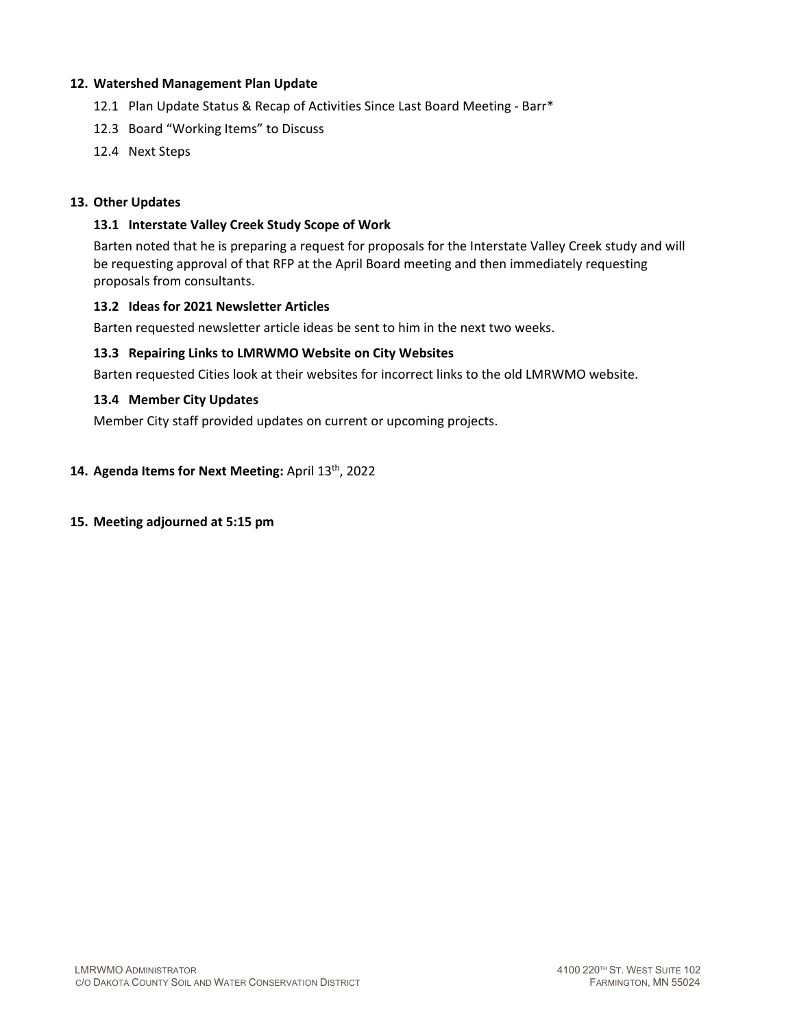**12. Watershed Management Plan Update**

12.1 Plan Update Status & Recap of Activities Since Last Board Meeting - Barr*

12.3 Board "Working Items" to Discuss

12.4 Next Steps

**13. Other Updates**

**13.1 Interstate Valley Creek Study Scope of Work**

Barten noted that he is preparing a request for proposals for the Interstate Valley Creek study and will be requesting approval of that RFP at the April Board meeting and then immediately requesting proposals from consultants.

**13.2 Ideas for 2021 Newsletter Articles**

Barten requested newsletter article ideas be sent to him in the next two weeks.

**13.3 Repairing Links to LMRWMO Website on City Websites**

Barten requested Cities look at their websites for incorrect links to the old LMRWMO website.

**13.4 Member City Updates**

Member City staff provided updates on current or upcoming projects.

**14. Agenda Items for Next Meeting:** April 13th, 2022

**15. Meeting adjourned at 5:15 pm**